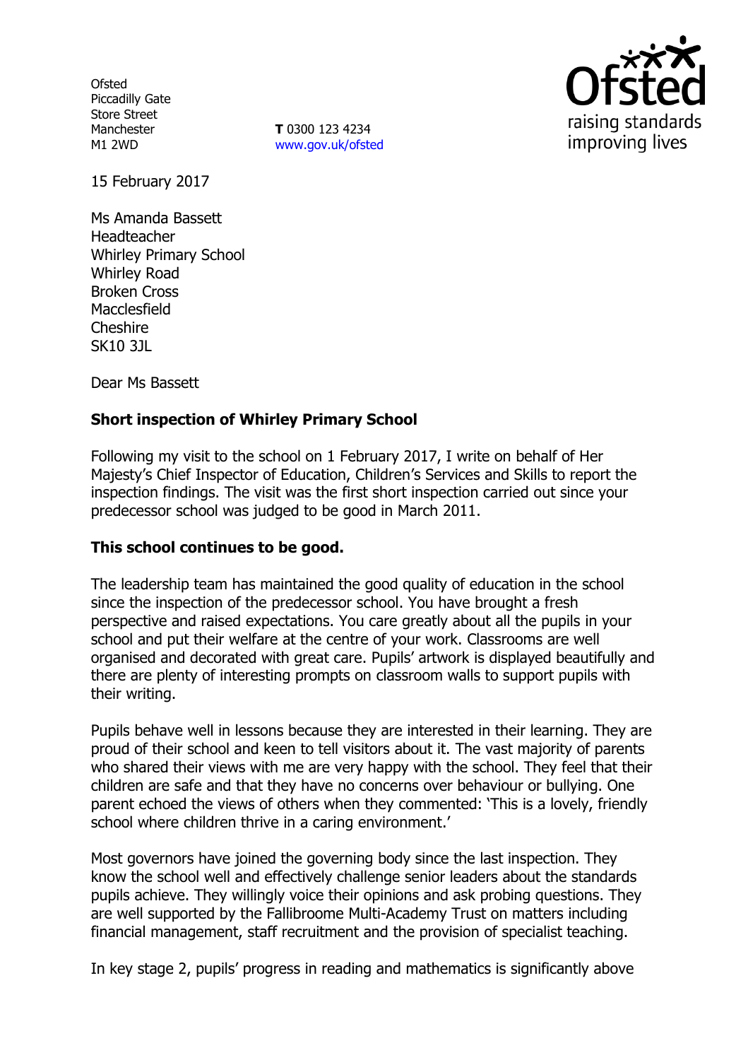Ofsted
Piccadilly Gate
Store Street
Manchester
M1 2WD

**T** 0300 123 4234
www.gov.uk/ofsted

15 February 2017

Ms Amanda Bassett
Headteacher
Whirley Primary School
Whirley Road
Broken Cross
Macclesfield
Cheshire
SK10 3JL

Dear Ms Bassett

**Short inspection of Whirley Primary School**

Following my visit to the school on 1 February 2017, I write on behalf of Her Majesty's Chief Inspector of Education, Children's Services and Skills to report the inspection findings. The visit was the first short inspection carried out since your predecessor school was judged to be good in March 2011.

**This school continues to be good.**

The leadership team has maintained the good quality of education in the school since the inspection of the predecessor school. You have brought a fresh perspective and raised expectations. You care greatly about all the pupils in your school and put their welfare at the centre of your work. Classrooms are well organised and decorated with great care. Pupils' artwork is displayed beautifully and there are plenty of interesting prompts on classroom walls to support pupils with their writing.

Pupils behave well in lessons because they are interested in their learning. They are proud of their school and keen to tell visitors about it. The vast majority of parents who shared their views with me are very happy with the school. They feel that their children are safe and that they have no concerns over behaviour or bullying. One parent echoed the views of others when they commented: 'This is a lovely, friendly school where children thrive in a caring environment.'

Most governors have joined the governing body since the last inspection. They know the school well and effectively challenge senior leaders about the standards pupils achieve. They willingly voice their opinions and ask probing questions. They are well supported by the Fallibroome Multi-Academy Trust on matters including financial management, staff recruitment and the provision of specialist teaching.

In key stage 2, pupils' progress in reading and mathematics is significantly above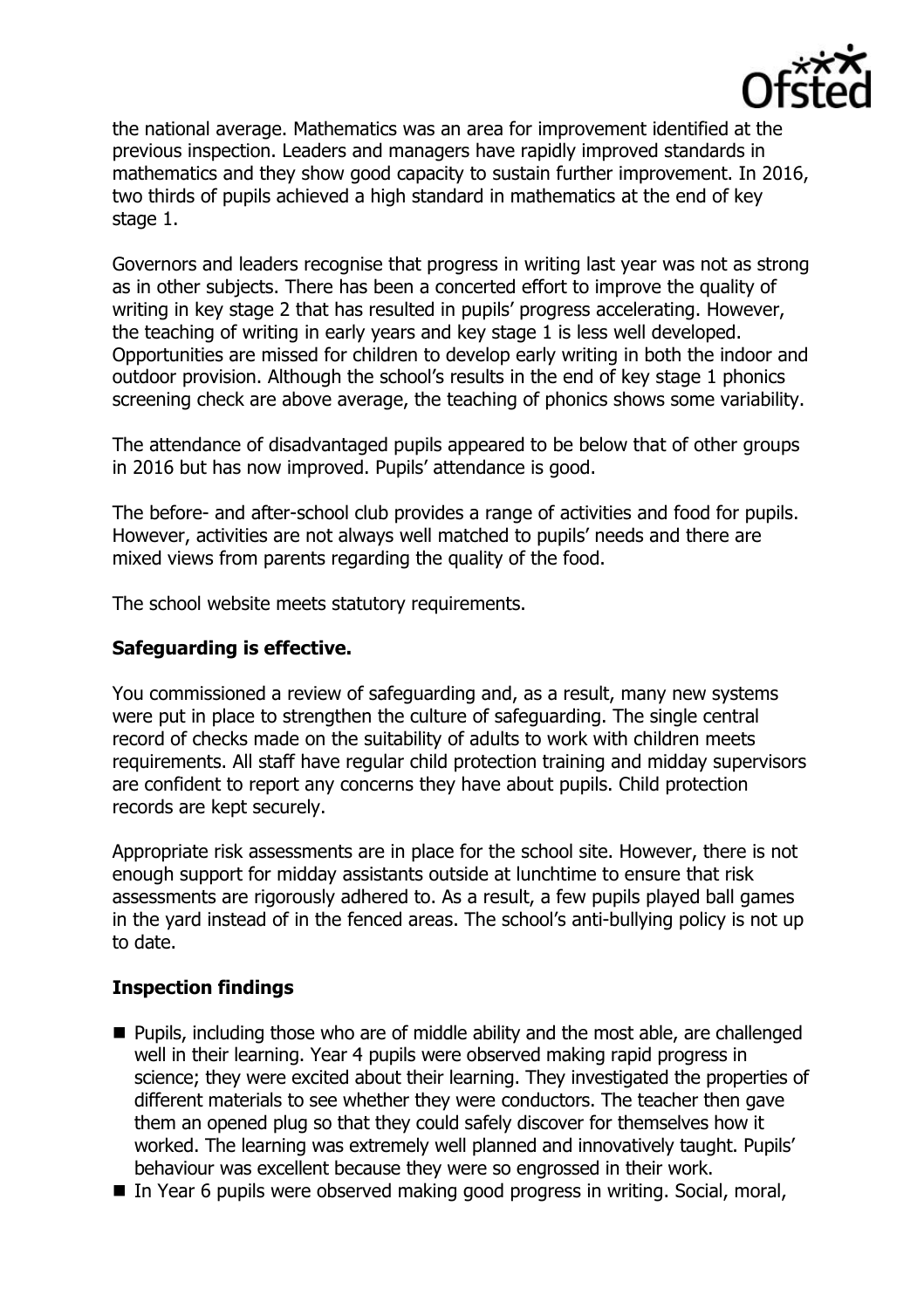the national average. Mathematics was an area for improvement identified at the previous inspection. Leaders and managers have rapidly improved standards in mathematics and they show good capacity to sustain further improvement. In 2016, two thirds of pupils achieved a high standard in mathematics at the end of key stage 1.

Governors and leaders recognise that progress in writing last year was not as strong as in other subjects. There has been a concerted effort to improve the quality of writing in key stage 2 that has resulted in pupils' progress accelerating. However, the teaching of writing in early years and key stage 1 is less well developed. Opportunities are missed for children to develop early writing in both the indoor and outdoor provision. Although the school's results in the end of key stage 1 phonics screening check are above average, the teaching of phonics shows some variability.

The attendance of disadvantaged pupils appeared to be below that of other groups in 2016 but has now improved. Pupils' attendance is good.

The before- and after-school club provides a range of activities and food for pupils. However, activities are not always well matched to pupils' needs and there are mixed views from parents regarding the quality of the food.

The school website meets statutory requirements.

**Safeguarding is effective.**

You commissioned a review of safeguarding and, as a result, many new systems were put in place to strengthen the culture of safeguarding. The single central record of checks made on the suitability of adults to work with children meets requirements. All staff have regular child protection training and midday supervisors are confident to report any concerns they have about pupils. Child protection records are kept securely.

Appropriate risk assessments are in place for the school site. However, there is not enough support for midday assistants outside at lunchtime to ensure that risk assessments are rigorously adhered to. As a result, a few pupils played ball games in the yard instead of in the fenced areas. The school's anti-bullying policy is not up to date.

**Inspection findings**

- Pupils, including those who are of middle ability and the most able, are challenged well in their learning. Year 4 pupils were observed making rapid progress in science; they were excited about their learning. They investigated the properties of different materials to see whether they were conductors. The teacher then gave them an opened plug so that they could safely discover for themselves how it worked. The learning was extremely well planned and innovatively taught. Pupils' behaviour was excellent because they were so engrossed in their work.
- In Year 6 pupils were observed making good progress in writing. Social, moral,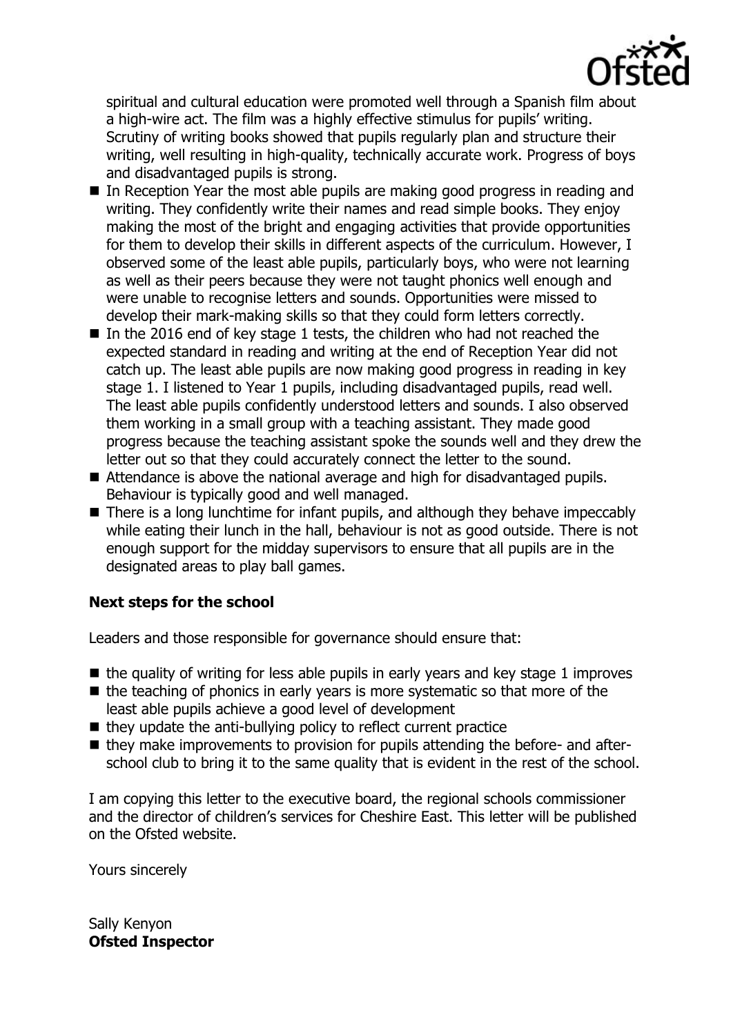spiritual and cultural education were promoted well through a Spanish film about a high-wire act. The film was a highly effective stimulus for pupils' writing. Scrutiny of writing books showed that pupils regularly plan and structure their writing, well resulting in high-quality, technically accurate work. Progress of boys and disadvantaged pupils is strong.

- In Reception Year the most able pupils are making good progress in reading and writing. They confidently write their names and read simple books. They enjoy making the most of the bright and engaging activities that provide opportunities for them to develop their skills in different aspects of the curriculum. However, I observed some of the least able pupils, particularly boys, who were not learning as well as their peers because they were not taught phonics well enough and were unable to recognise letters and sounds. Opportunities were missed to develop their mark-making skills so that they could form letters correctly.
- In the 2016 end of key stage 1 tests, the children who had not reached the expected standard in reading and writing at the end of Reception Year did not catch up. The least able pupils are now making good progress in reading in key stage 1. I listened to Year 1 pupils, including disadvantaged pupils, read well. The least able pupils confidently understood letters and sounds. I also observed them working in a small group with a teaching assistant. They made good progress because the teaching assistant spoke the sounds well and they drew the letter out so that they could accurately connect the letter to the sound.
- Attendance is above the national average and high for disadvantaged pupils. Behaviour is typically good and well managed.
- There is a long lunchtime for infant pupils, and although they behave impeccably while eating their lunch in the hall, behaviour is not as good outside. There is not enough support for the midday supervisors to ensure that all pupils are in the designated areas to play ball games.

**Next steps for the school**

Leaders and those responsible for governance should ensure that:

- the quality of writing for less able pupils in early years and key stage 1 improves
- the teaching of phonics in early years is more systematic so that more of the least able pupils achieve a good level of development
- they update the anti-bullying policy to reflect current practice
- they make improvements to provision for pupils attending the before- and after-school club to bring it to the same quality that is evident in the rest of the school.

I am copying this letter to the executive board, the regional schools commissioner and the director of children's services for Cheshire East. This letter will be published on the Ofsted website.

Yours sincerely

Sally Kenyon
**Ofsted Inspector**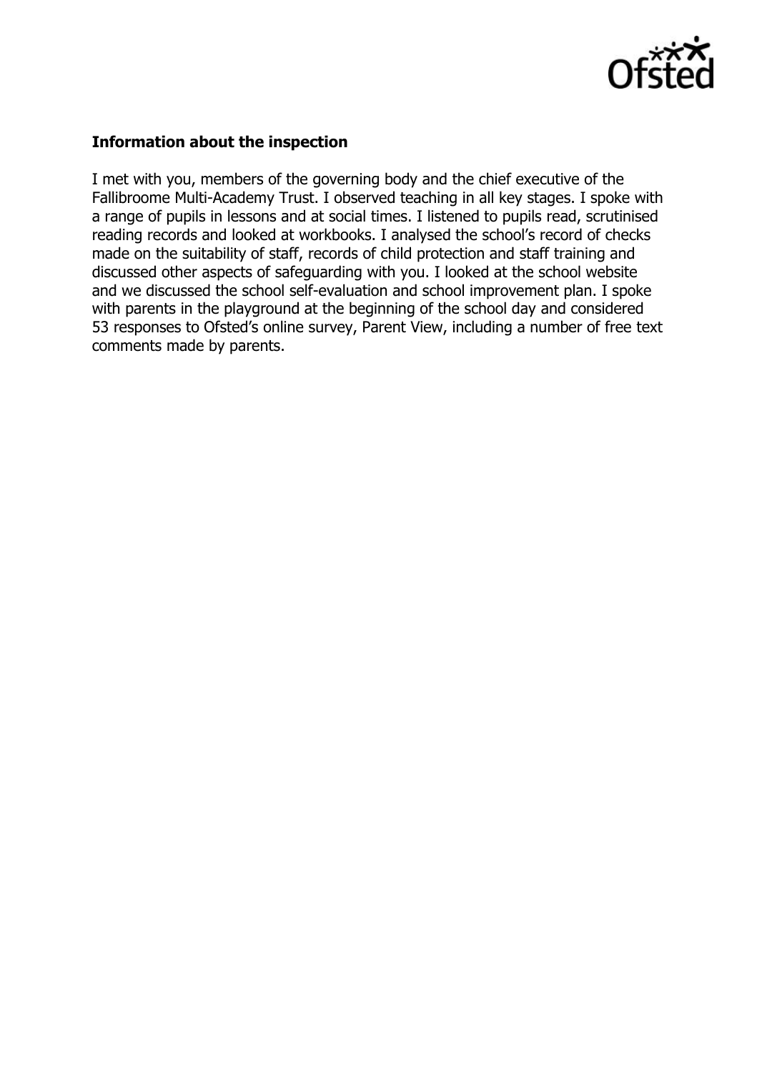## Information about the inspection

I met with you, members of the governing body and the chief executive of the Fallibroome Multi-Academy Trust. I observed teaching in all key stages. I spoke with a range of pupils in lessons and at social times. I listened to pupils read, scrutinised reading records and looked at workbooks. I analysed the school's record of checks made on the suitability of staff, records of child protection and staff training and discussed other aspects of safeguarding with you. I looked at the school website and we discussed the school self-evaluation and school improvement plan. I spoke with parents in the playground at the beginning of the school day and considered 53 responses to Ofsted's online survey, Parent View, including a number of free text comments made by parents.